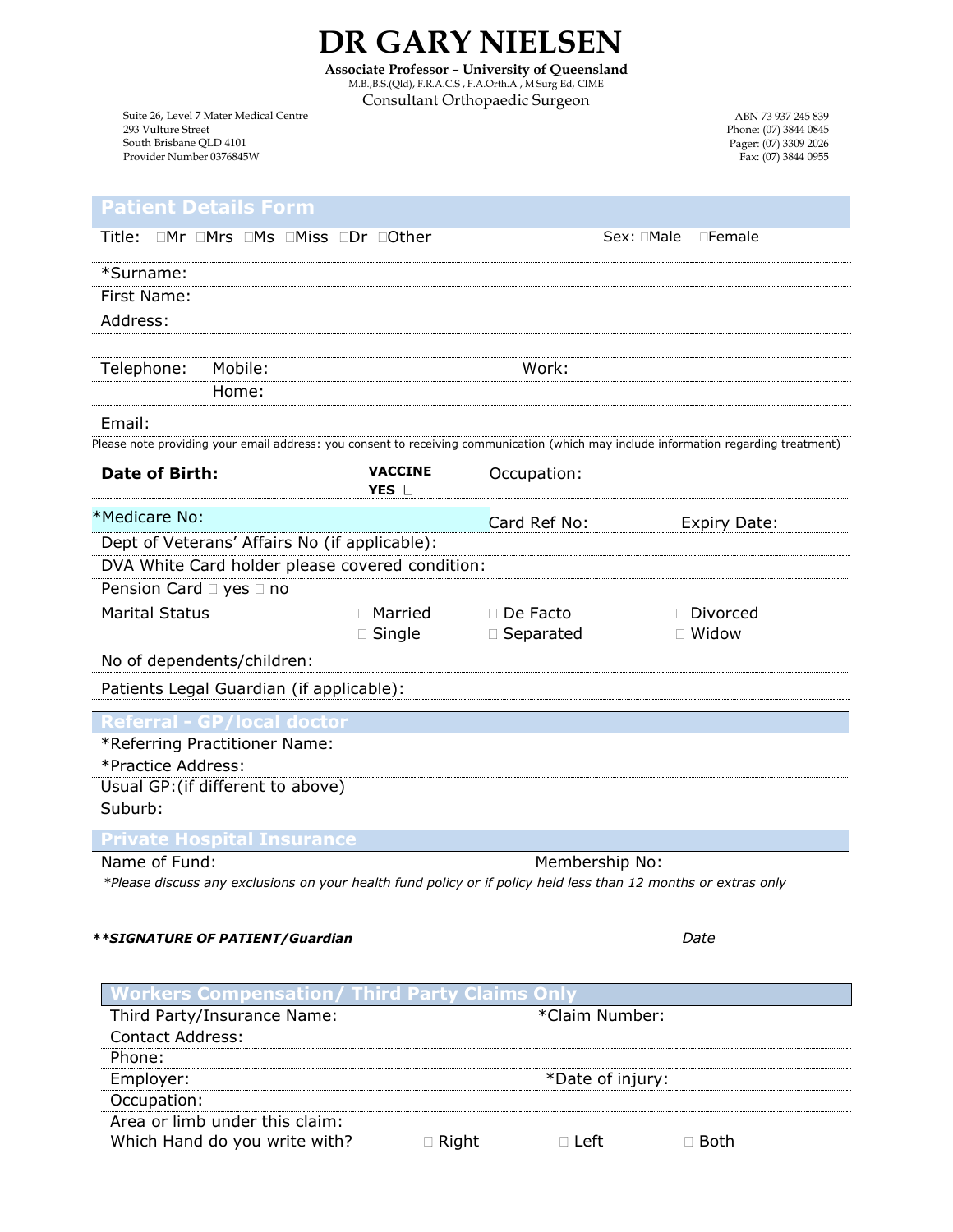# DR GARY NIELSEN

**Associate Professor – University of Queensland**
M.B.,B.S.(Qld), F.R.A.C.S , F.A.Orth.A , M Surg Ed, CIME
Consultant Orthopaedic Surgeon

Suite 26, Level 7 Mater Medical Centre
293 Vulture Street
South Brisbane QLD 4101
Provider Number 0376845W

ABN 73 937 245 839
Phone: (07) 3844 0845
Pager: (07) 3309 2026
Fax: (07) 3844 0955

## Patient Details Form

Title: ☐Mr ☐Mrs ☐Ms ☐Miss ☐Dr ☐Other    Sex: ☐Male ☐Female

*Surname:

First Name:

Address:

Telephone: Mobile:    Work:

Home:

Email:

Please note providing your email address: you consent to receiving communication (which may include information regarding treatment)

**Date of Birth:**    **VACCINE YES ☐**    Occupation:

*Medicare No:    Card Ref No:    Expiry Date:

Dept of Veterans' Affairs No (if applicable):

DVA White Card holder please covered condition:

Pension Card ☐ yes ☐ no

Marital Status ☐ Married ☐ De Facto ☐ Divorced ☐ Single ☐ Separated ☐ Widow

No of dependents/children:

Patients Legal Guardian (if applicable):

## Referral - GP/local doctor

*Referring Practitioner Name:

*Practice Address:

Usual GP:(if different to above)

Suburb:

## Private Hospital Insurance

Name of Fund:    Membership No:

*\*Please discuss any exclusions on your health fund policy or if policy held less than 12 months or extras only*

***\*\*SIGNATURE OF PATIENT/Guardian***    *Date*

## Workers Compensation/ Third Party Claims Only

Third Party/Insurance Name:    *Claim Number:

Contact Address:

Phone:

Employer:    *Date of injury:

Occupation:

Area or limb under this claim:

Which Hand do you write with? ☐ Right ☐ Left ☐ Both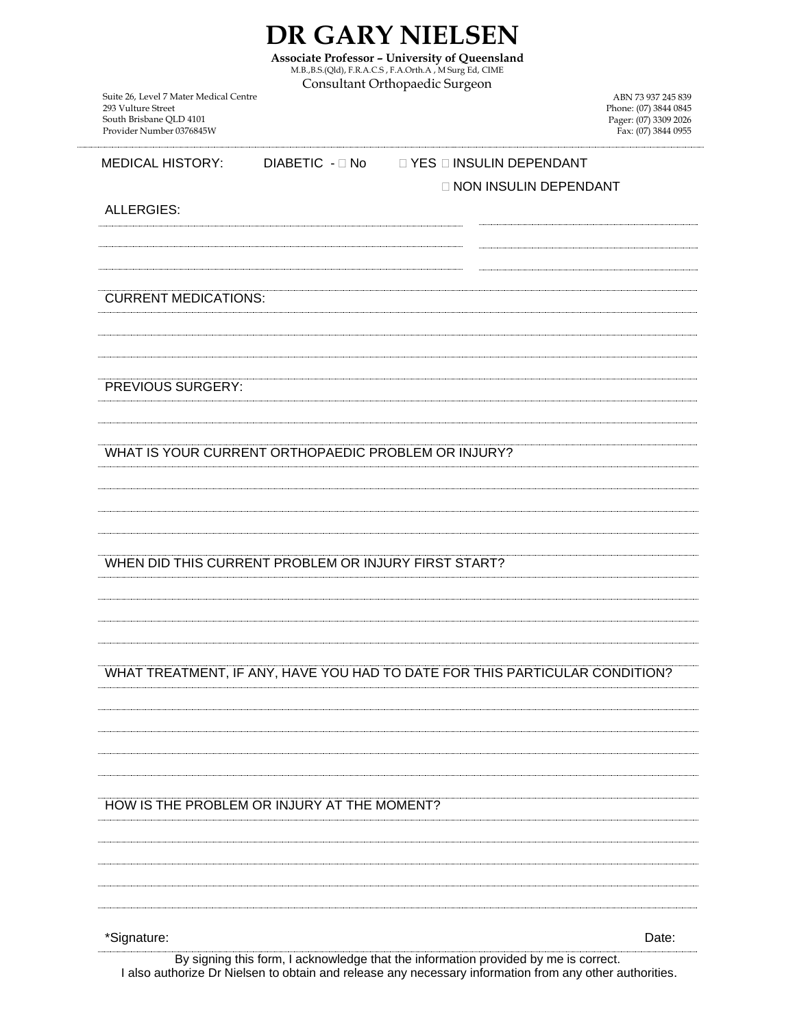# DR GARY NIELSEN

**Associate Professor – University of Queensland**

M.B.,B.S.(Qld), F.R.A.C.S , F.A.Orth.A , M Surg Ed, CIME

Consultant Orthopaedic Surgeon

Suite 26, Level 7 Mater Medical Centre
293 Vulture Street
South Brisbane QLD 4101
Provider Number 0376845W

ABN 73 937 245 839
Phone: (07) 3844 0845
Pager: (07) 3309 2026
Fax: (07) 3844 0955

MEDICAL HISTORY: DIABETIC - ☐ No ☐ YES ☐ INSULIN DEPENDANT

☐ NON INSULIN DEPENDANT

ALLERGIES:

CURRENT MEDICATIONS:

PREVIOUS SURGERY:

WHAT IS YOUR CURRENT ORTHOPAEDIC PROBLEM OR INJURY?

WHEN DID THIS CURRENT PROBLEM OR INJURY FIRST START?

WHAT TREATMENT, IF ANY, HAVE YOU HAD TO DATE FOR THIS PARTICULAR CONDITION?

HOW IS THE PROBLEM OR INJURY AT THE MOMENT?

*Signature: Date:

By signing this form, I acknowledge that the information provided by me is correct.
I also authorize Dr Nielsen to obtain and release any necessary information from any other authorities.